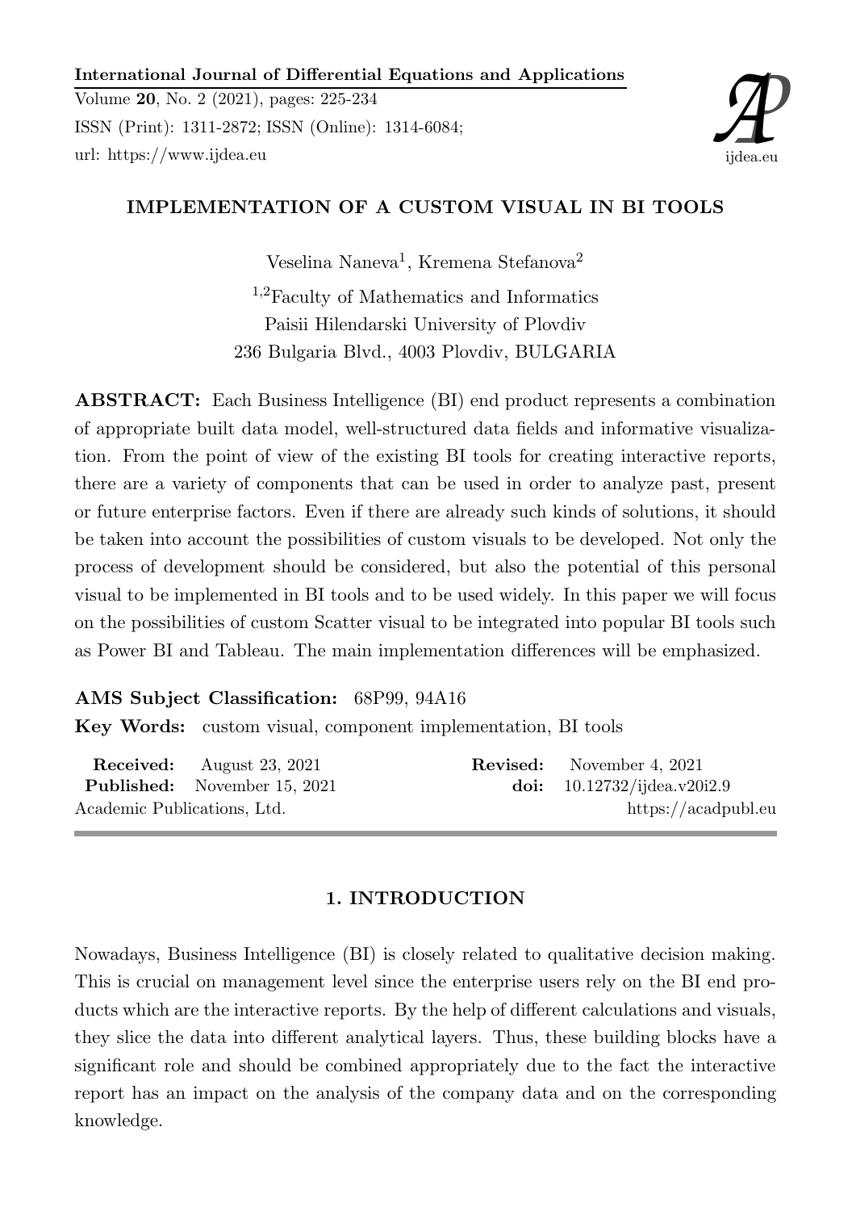# IMPLEMENTATION OF A CUSTOM VISUAL IN BI TOOLS

Veselina Naneva[1], Kremena Stefanova[2]

[1,2]Faculty of Mathematics and Informatics
Paisii Hilendarski University of Plovdiv
236 Bulgaria Blvd., 4003 Plovdiv, BULGARIA

**ABSTRACT:** Each Business Intelligence (BI) end product represents a combination of appropriate built data model, well-structured data fields and informative visualization. From the point of view of the existing BI tools for creating interactive reports, there are a variety of components that can be used in order to analyze past, present or future enterprise factors. Even if there are already such kinds of solutions, it should be taken into account the possibilities of custom visuals to be developed. Not only the process of development should be considered, but also the potential of this personal visual to be implemented in BI tools and to be used widely. In this paper we will focus on the possibilities of custom Scatter visual to be integrated into popular BI tools such as Power BI and Tableau. The main implementation differences will be emphasized.

**AMS Subject Classification:** 68P99, 94A16

**Key Words:** custom visual, component implementation, BI tools

**Received:** August 23, 2021
**Revised:** November 4, 2021
**Published:** November 15, 2021
**doi:** 10.12732/ijdea.v20i2.9
Academic Publications, Ltd.
https://acadpubl.eu

## 1. INTRODUCTION

Nowadays, Business Intelligence (BI) is closely related to qualitative decision making. This is crucial on management level since the enterprise users rely on the BI end products which are the interactive reports. By the help of different calculations and visuals, they slice the data into different analytical layers. Thus, these building blocks have a significant role and should be combined appropriately due to the fact the interactive report has an impact on the analysis of the company data and on the corresponding knowledge.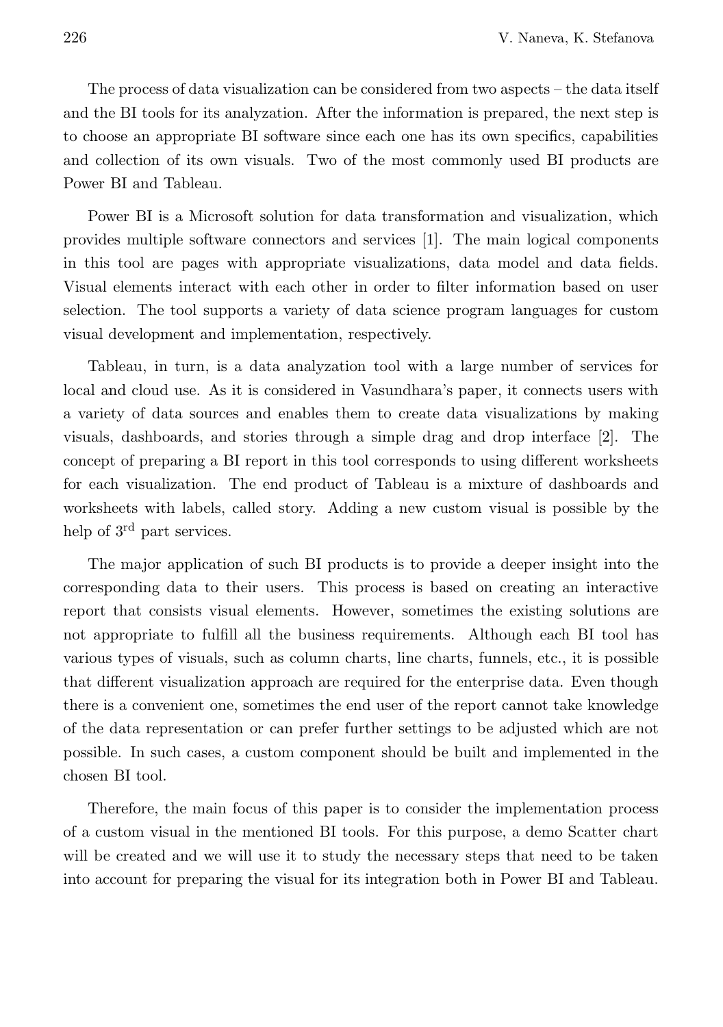The process of data visualization can be considered from two aspects – the data itself and the BI tools for its analyzation. After the information is prepared, the next step is to choose an appropriate BI software since each one has its own specifics, capabilities and collection of its own visuals. Two of the most commonly used BI products are Power BI and Tableau.

Power BI is a Microsoft solution for data transformation and visualization, which provides multiple software connectors and services [1]. The main logical components in this tool are pages with appropriate visualizations, data model and data fields. Visual elements interact with each other in order to filter information based on user selection. The tool supports a variety of data science program languages for custom visual development and implementation, respectively.

Tableau, in turn, is a data analyzation tool with a large number of services for local and cloud use. As it is considered in Vasundhara's paper, it connects users with a variety of data sources and enables them to create data visualizations by making visuals, dashboards, and stories through a simple drag and drop interface [2]. The concept of preparing a BI report in this tool corresponds to using different worksheets for each visualization. The end product of Tableau is a mixture of dashboards and worksheets with labels, called story. Adding a new custom visual is possible by the help of 3rd part services.

The major application of such BI products is to provide a deeper insight into the corresponding data to their users. This process is based on creating an interactive report that consists visual elements. However, sometimes the existing solutions are not appropriate to fulfill all the business requirements. Although each BI tool has various types of visuals, such as column charts, line charts, funnels, etc., it is possible that different visualization approach are required for the enterprise data. Even though there is a convenient one, sometimes the end user of the report cannot take knowledge of the data representation or can prefer further settings to be adjusted which are not possible. In such cases, a custom component should be built and implemented in the chosen BI tool.

Therefore, the main focus of this paper is to consider the implementation process of a custom visual in the mentioned BI tools. For this purpose, a demo Scatter chart will be created and we will use it to study the necessary steps that need to be taken into account for preparing the visual for its integration both in Power BI and Tableau.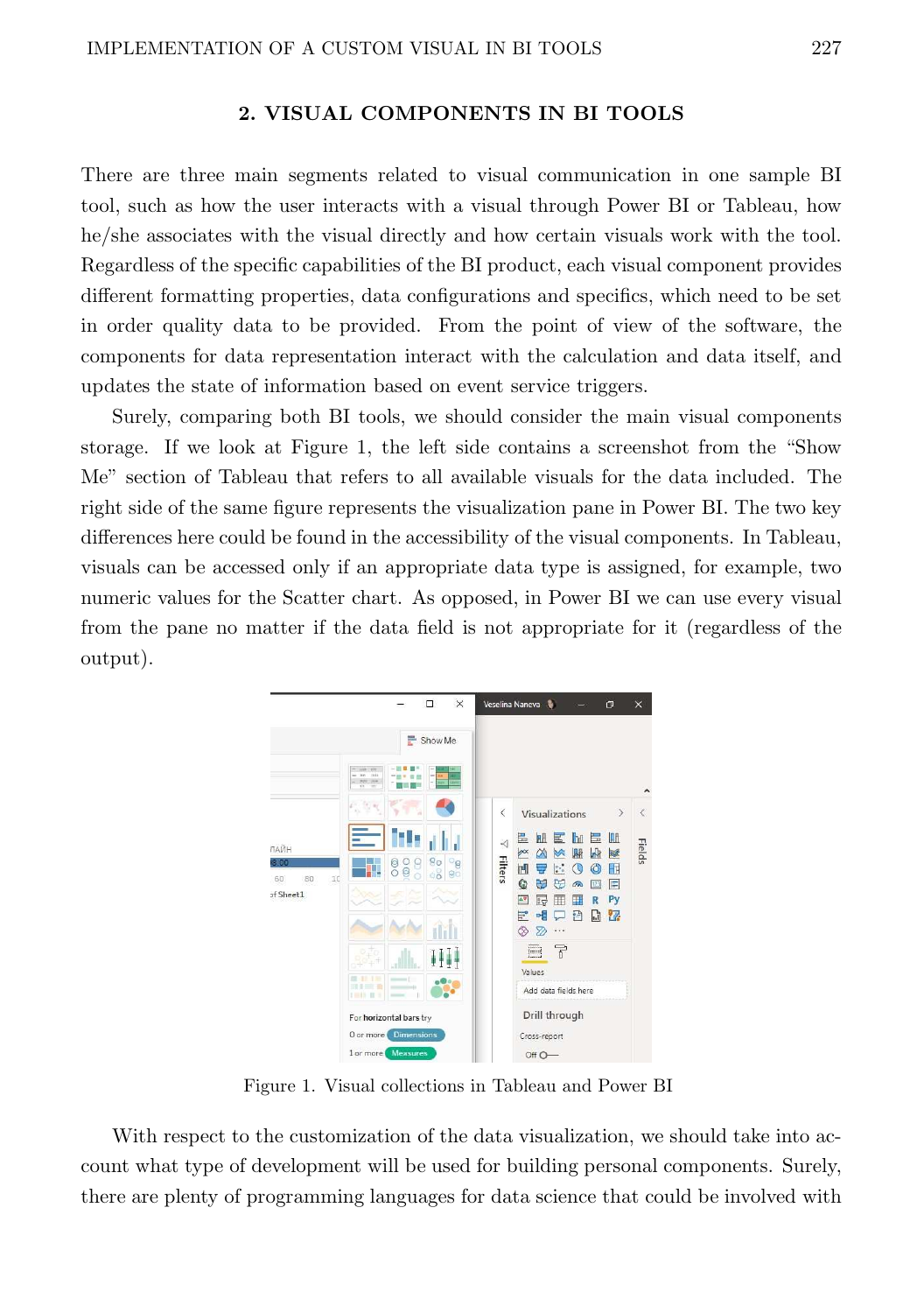## 2. VISUAL COMPONENTS IN BI TOOLS

There are three main segments related to visual communication in one sample BI tool, such as how the user interacts with a visual through Power BI or Tableau, how he/she associates with the visual directly and how certain visuals work with the tool. Regardless of the specific capabilities of the BI product, each visual component provides different formatting properties, data configurations and specifics, which need to be set in order quality data to be provided. From the point of view of the software, the components for data representation interact with the calculation and data itself, and updates the state of information based on event service triggers.

Surely, comparing both BI tools, we should consider the main visual components storage. If we look at Figure 1, the left side contains a screenshot from the "Show Me" section of Tableau that refers to all available visuals for the data included. The right side of the same figure represents the visualization pane in Power BI. The two key differences here could be found in the accessibility of the visual components. In Tableau, visuals can be accessed only if an appropriate data type is assigned, for example, two numeric values for the Scatter chart. As opposed, in Power BI we can use every visual from the pane no matter if the data field is not appropriate for it (regardless of the output).

Figure 1. Visual collections in Tableau and Power BI

With respect to the customization of the data visualization, we should take into account what type of development will be used for building personal components. Surely, there are plenty of programming languages for data science that could be involved with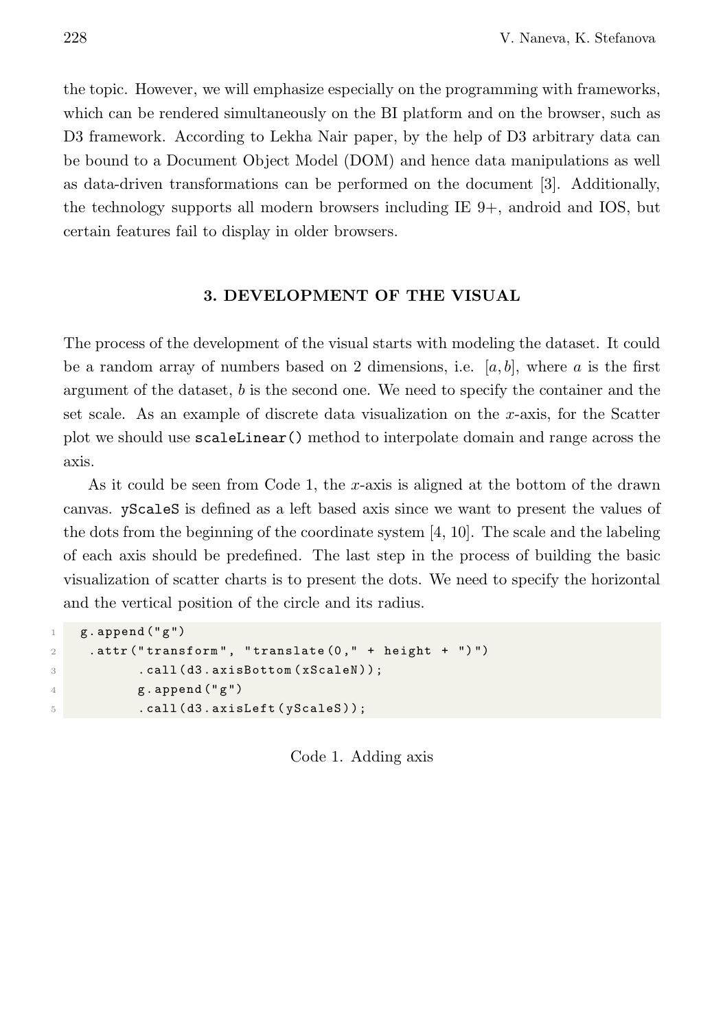the topic. However, we will emphasize especially on the programming with frameworks, which can be rendered simultaneously on the BI platform and on the browser, such as D3 framework. According to Lekha Nair paper, by the help of D3 arbitrary data can be bound to a Document Object Model (DOM) and hence data manipulations as well as data-driven transformations can be performed on the document [3]. Additionally, the technology supports all modern browsers including IE 9+, android and IOS, but certain features fail to display in older browsers.

## 3. DEVELOPMENT OF THE VISUAL

The process of the development of the visual starts with modeling the dataset. It could be a random array of numbers based on 2 dimensions, i.e. $[a, b]$, where $a$ is the first argument of the dataset, $b$ is the second one. We need to specify the container and the set scale. As an example of discrete data visualization on the $x$-axis, for the Scatter plot we should use `scaleLinear()` method to interpolate domain and range across the axis.

As it could be seen from Code 1, the $x$-axis is aligned at the bottom of the drawn canvas. `yScaleS` is defined as a left based axis since we want to present the values of the dots from the beginning of the coordinate system [4, 10]. The scale and the labeling of each axis should be predefined. The last step in the process of building the basic visualization of scatter charts is to present the dots. We need to specify the horizontal and the vertical position of the circle and its radius.

```
g.append("g")
 .attr("transform", "translate(0," + height + ")")
       .call(d3.axisBottom(xScaleN));
       g.append("g")
       .call(d3.axisLeft(yScaleS));
```

Code 1. Adding axis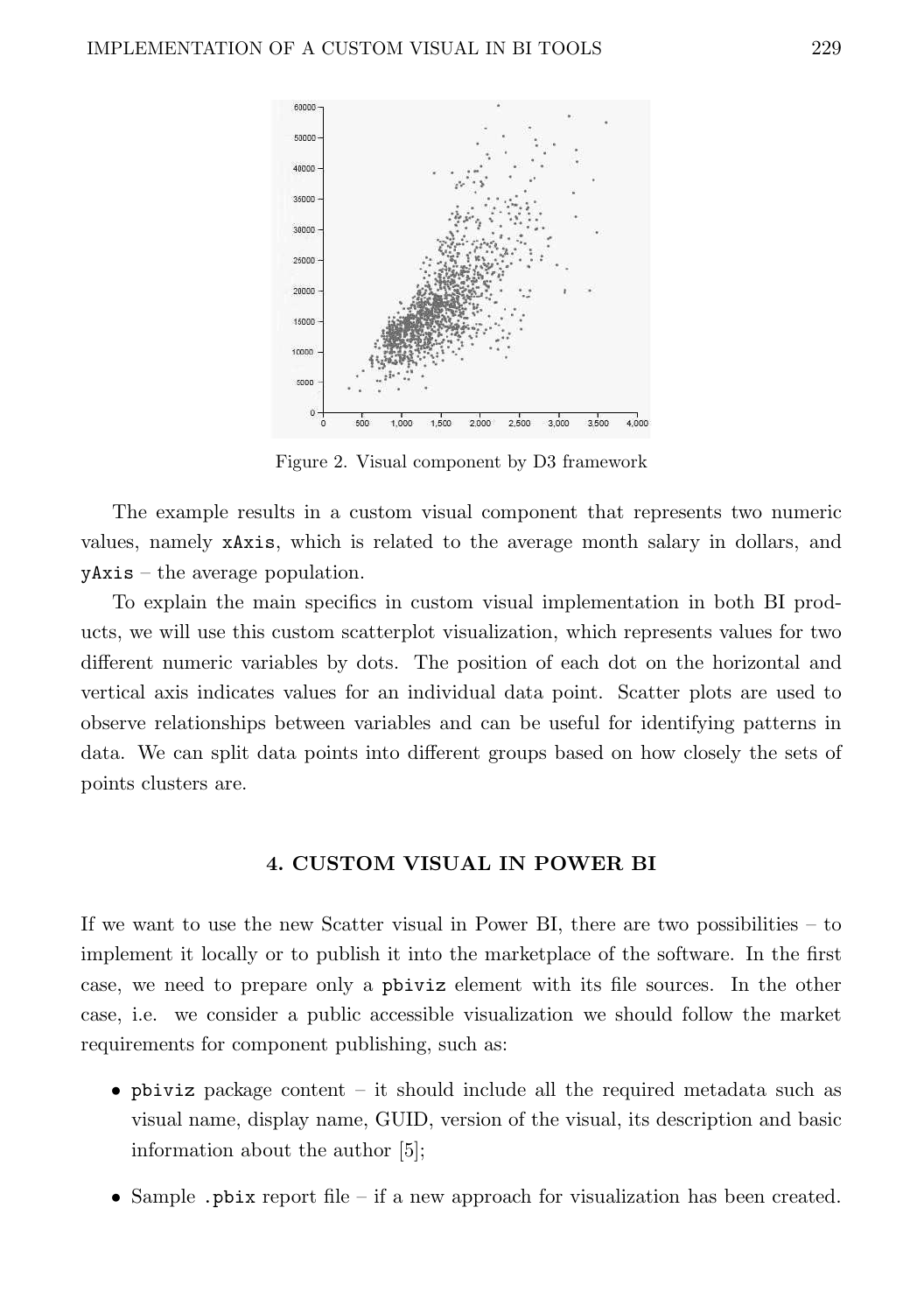Figure 2. Visual component by D3 framework

The example results in a custom visual component that represents two numeric values, namely `xAxis`, which is related to the average month salary in dollars, and `yAxis` – the average population.

To explain the main specifics in custom visual implementation in both BI products, we will use this custom scatterplot visualization, which represents values for two different numeric variables by dots. The position of each dot on the horizontal and vertical axis indicates values for an individual data point. Scatter plots are used to observe relationships between variables and can be useful for identifying patterns in data. We can split data points into different groups based on how closely the sets of points clusters are.

## 4. CUSTOM VISUAL IN POWER BI

If we want to use the new Scatter visual in Power BI, there are two possibilities – to implement it locally or to publish it into the marketplace of the software. In the first case, we need to prepare only a `pbiviz` element with its file sources. In the other case, i.e. we consider a public accessible visualization we should follow the market requirements for component publishing, such as:

- `pbiviz` package content – it should include all the required metadata such as visual name, display name, GUID, version of the visual, its description and basic information about the author [5];
- Sample `.pbix` report file – if a new approach for visualization has been created.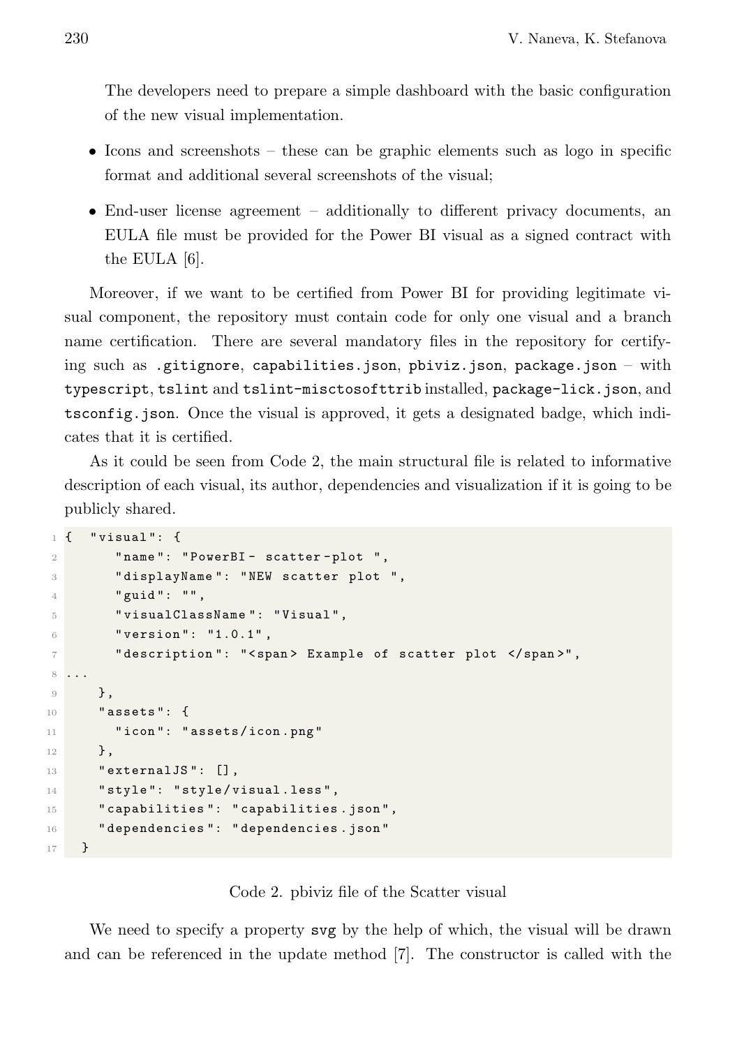The developers need to prepare a simple dashboard with the basic configuration of the new visual implementation.

- Icons and screenshots – these can be graphic elements such as logo in specific format and additional several screenshots of the visual;
- End-user license agreement – additionally to different privacy documents, an EULA file must be provided for the Power BI visual as a signed contract with the EULA [6].

Moreover, if we want to be certified from Power BI for providing legitimate visual component, the repository must contain code for only one visual and a branch name certification. There are several mandatory files in the repository for certifying such as `.gitignore`, `capabilities.json`, `pbiviz.json`, `package.json` – with `typescript`, `tslint` and `tslint-misctosofttrib` installed, `package-lick.json`, and `tsconfig.json`. Once the visual is approved, it gets a designated badge, which indicates that it is certified.

As it could be seen from Code 2, the main structural file is related to informative description of each visual, its author, dependencies and visualization if it is going to be publicly shared.

```
{  "visual": {
      "name": "PowerBI- scatter-plot ",
      "displayName": "NEW scatter plot ",
      "guid": "",
      "visualClassName": "Visual",
      "version": "1.0.1",
      "description": "<span> Example of scatter plot </span>",
...
    },
    "assets": {
      "icon": "assets/icon.png"
    },
    "externalJS": [],
    "style": "style/visual.less",
    "capabilities": "capabilities.json",
    "dependencies": "dependencies.json"
  }
```

Code 2. pbiviz file of the Scatter visual

We need to specify a property `svg` by the help of which, the visual will be drawn and can be referenced in the update method [7]. The constructor is called with the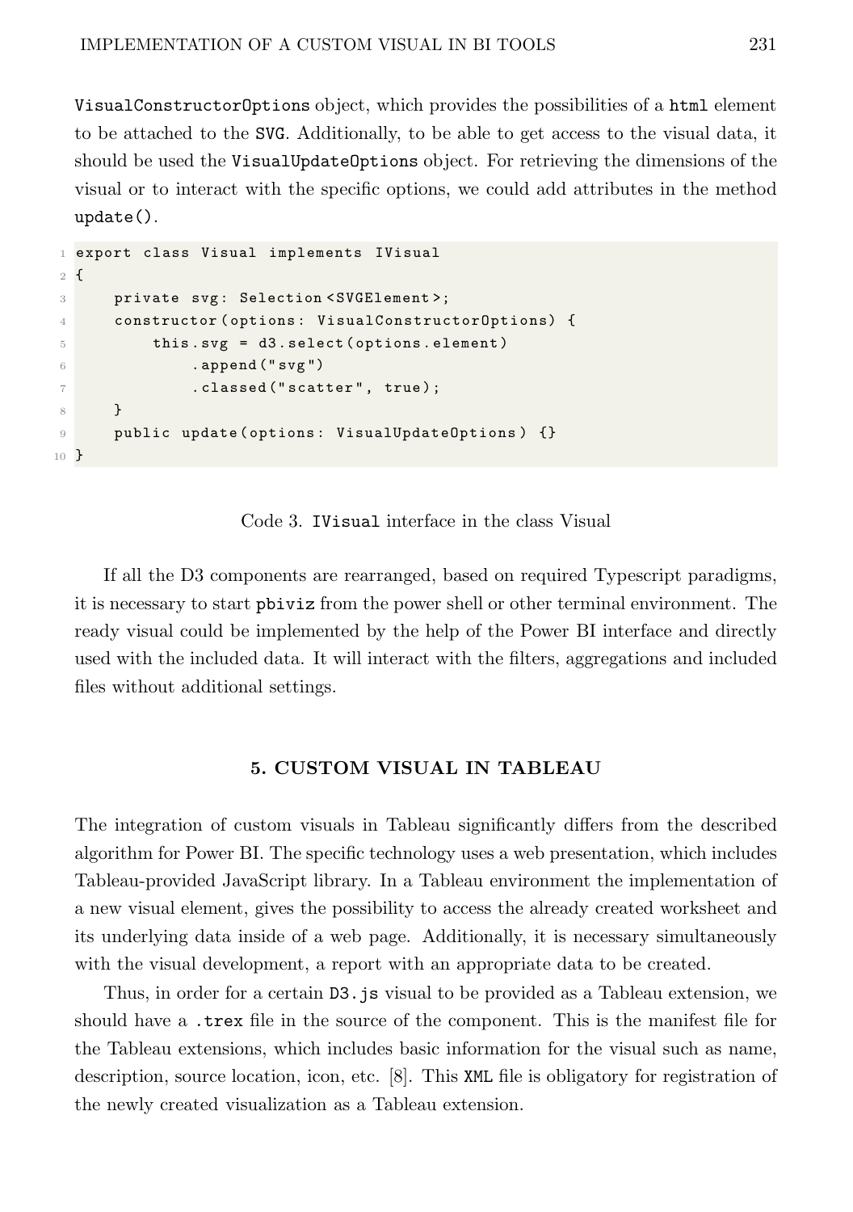`VisualConstructorOptions` object, which provides the possibilities of a `html` element to be attached to the `SVG`. Additionally, to be able to get access to the visual data, it should be used the `VisualUpdateOptions` object. For retrieving the dimensions of the visual or to interact with the specific options, we could add attributes in the method `update()`.

```
export class Visual implements IVisual
{
    private svg: Selection<SVGElement>;
    constructor(options: VisualConstructorOptions) {
        this.svg = d3.select(options.element)
            .append("svg")
            .classed("scatter", true);
    }
    public update(options: VisualUpdateOptions) {}
}
```

Code 3. `IVisual` interface in the class Visual

If all the D3 components are rearranged, based on required Typescript paradigms, it is necessary to start `pbiviz` from the power shell or other terminal environment. The ready visual could be implemented by the help of the Power BI interface and directly used with the included data. It will interact with the filters, aggregations and included files without additional settings.

## 5. CUSTOM VISUAL IN TABLEAU

The integration of custom visuals in Tableau significantly differs from the described algorithm for Power BI. The specific technology uses a web presentation, which includes Tableau-provided JavaScript library. In a Tableau environment the implementation of a new visual element, gives the possibility to access the already created worksheet and its underlying data inside of a web page. Additionally, it is necessary simultaneously with the visual development, a report with an appropriate data to be created.

Thus, in order for a certain `D3.js` visual to be provided as a Tableau extension, we should have a `.trex` file in the source of the component. This is the manifest file for the Tableau extensions, which includes basic information for the visual such as name, description, source location, icon, etc. [8]. This `XML` file is obligatory for registration of the newly created visualization as a Tableau extension.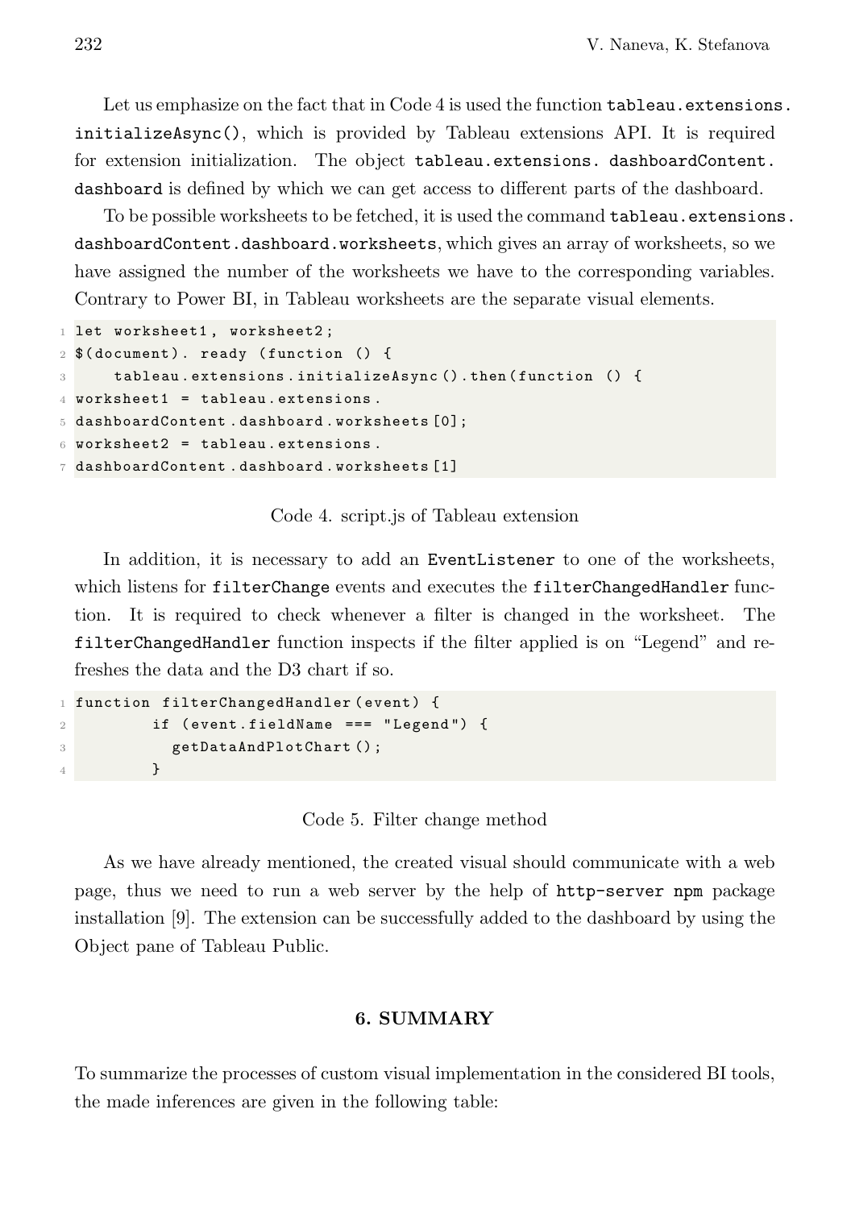Let us emphasize on the fact that in Code 4 is used the function `tableau.extensions.initializeAsync()`, which is provided by Tableau extensions API. It is required for extension initialization. The object `tableau.extensions. dashboardContent. dashboard` is defined by which we can get access to different parts of the dashboard.

To be possible worksheets to be fetched, it is used the command `tableau.extensions.dashboardContent.dashboard.worksheets`, which gives an array of worksheets, so we have assigned the number of the worksheets we have to the corresponding variables. Contrary to Power BI, in Tableau worksheets are the separate visual elements.

```
let worksheet1, worksheet2;
$(document). ready (function () {
    tableau.extensions.initializeAsync().then(function () {
worksheet1 = tableau.extensions.
dashboardContent.dashboard.worksheets[0];
worksheet2 = tableau.extensions.
dashboardContent.dashboard.worksheets[1]
```

Code 4. script.js of Tableau extension

In addition, it is necessary to add an `EventListener` to one of the worksheets, which listens for `filterChange` events and executes the `filterChangedHandler` function. It is required to check whenever a filter is changed in the worksheet. The `filterChangedHandler` function inspects if the filter applied is on "Legend" and refreshes the data and the D3 chart if so.

```
function filterChangedHandler(event) {
        if (event.fieldName === "Legend") {
          getDataAndPlotChart();
        }
```

Code 5. Filter change method

As we have already mentioned, the created visual should communicate with a web page, thus we need to run a web server by the help of `http-server npm` package installation [9]. The extension can be successfully added to the dashboard by using the Object pane of Tableau Public.

## 6. SUMMARY

To summarize the processes of custom visual implementation in the considered BI tools, the made inferences are given in the following table: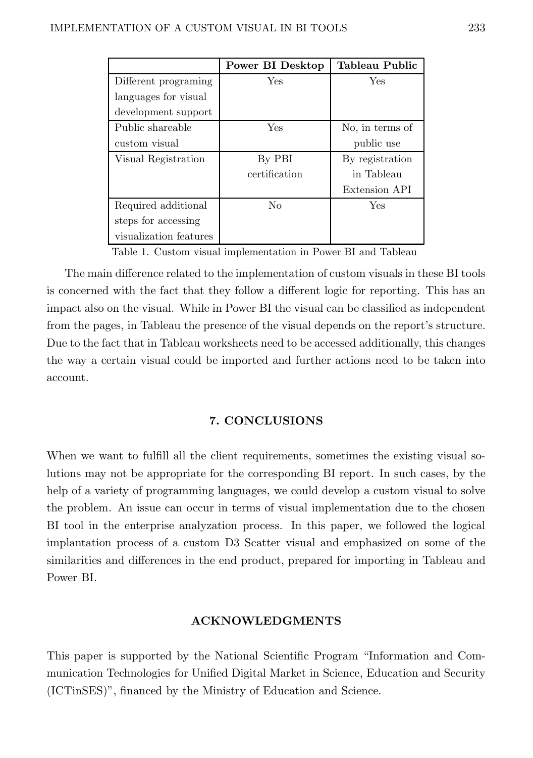| | **Power BI Desktop** | **Tableau Public** |
|---|---|---|
| Different programing languages for visual development support | Yes | Yes |
| Public shareable custom visual | Yes | No, in terms of public use |
| Visual Registration | By PBI certification | By registration in Tableau Extension API |
| Required additional steps for accessing visualization features | No | Yes |

Table 1. Custom visual implementation in Power BI and Tableau

The main difference related to the implementation of custom visuals in these BI tools is concerned with the fact that they follow a different logic for reporting. This has an impact also on the visual. While in Power BI the visual can be classified as independent from the pages, in Tableau the presence of the visual depends on the report's structure. Due to the fact that in Tableau worksheets need to be accessed additionally, this changes the way a certain visual could be imported and further actions need to be taken into account.

## 7. CONCLUSIONS

When we want to fulfill all the client requirements, sometimes the existing visual solutions may not be appropriate for the corresponding BI report. In such cases, by the help of a variety of programming languages, we could develop a custom visual to solve the problem. An issue can occur in terms of visual implementation due to the chosen BI tool in the enterprise analyzation process. In this paper, we followed the logical implantation process of a custom D3 Scatter visual and emphasized on some of the similarities and differences in the end product, prepared for importing in Tableau and Power BI.

## ACKNOWLEDGMENTS

This paper is supported by the National Scientific Program "Information and Communication Technologies for Unified Digital Market in Science, Education and Security (ICTinSES)", financed by the Ministry of Education and Science.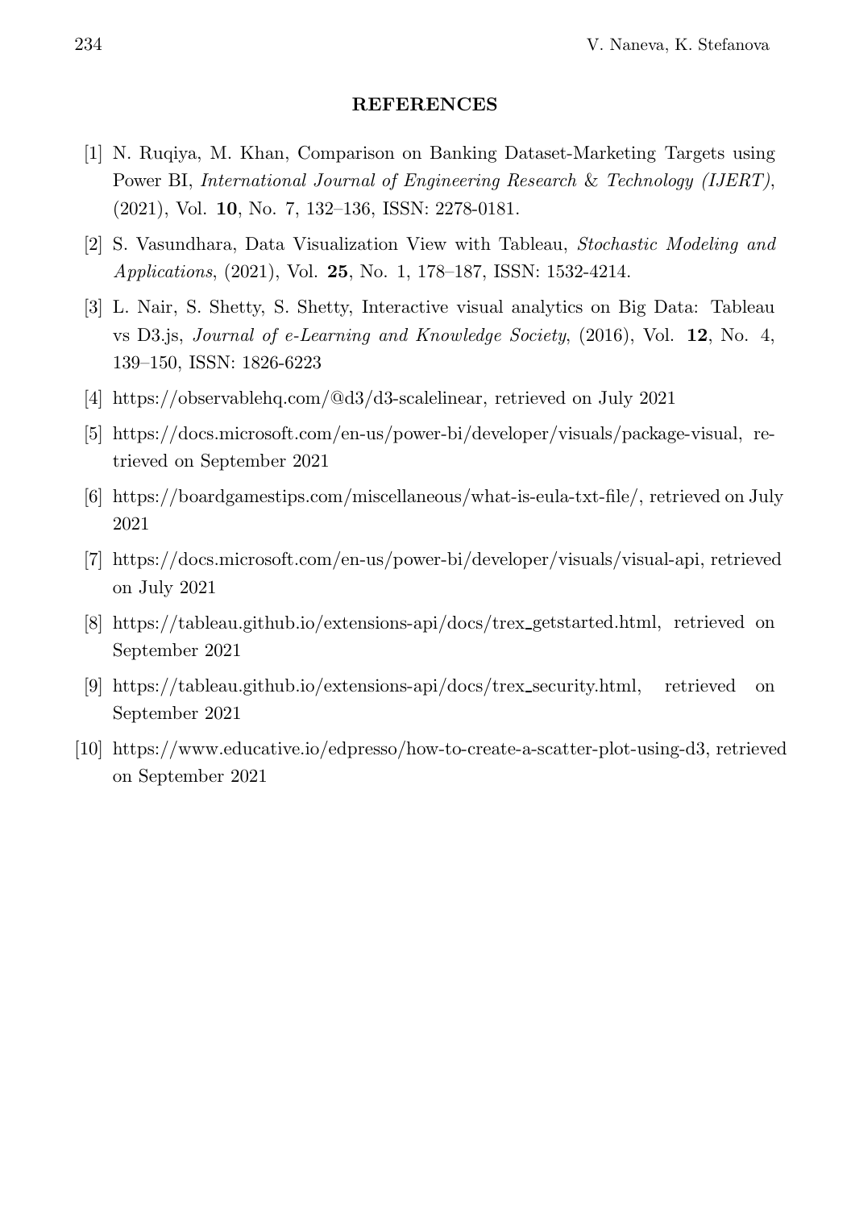## REFERENCES

[1] N. Ruqiya, M. Khan, Comparison on Banking Dataset-Marketing Targets using Power BI, *International Journal of Engineering Research & Technology (IJERT)*, (2021), Vol. **10**, No. 7, 132–136, ISSN: 2278-0181.

[2] S. Vasundhara, Data Visualization View with Tableau, *Stochastic Modeling and Applications*, (2021), Vol. **25**, No. 1, 178–187, ISSN: 1532-4214.

[3] L. Nair, S. Shetty, S. Shetty, Interactive visual analytics on Big Data: Tableau vs D3.js, *Journal of e-Learning and Knowledge Society*, (2016), Vol. **12**, No. 4, 139–150, ISSN: 1826-6223

[4] https://observablehq.com/@d3/d3-scalelinear, retrieved on July 2021

[5] https://docs.microsoft.com/en-us/power-bi/developer/visuals/package-visual, retrieved on September 2021

[6] https://boardgamestips.com/miscellaneous/what-is-eula-txt-file/, retrieved on July 2021

[7] https://docs.microsoft.com/en-us/power-bi/developer/visuals/visual-api, retrieved on July 2021

[8] https://tableau.github.io/extensions-api/docs/trex_getstarted.html, retrieved on September 2021

[9] https://tableau.github.io/extensions-api/docs/trex_security.html, retrieved on September 2021

[10] https://www.educative.io/edpresso/how-to-create-a-scatter-plot-using-d3, retrieved on September 2021